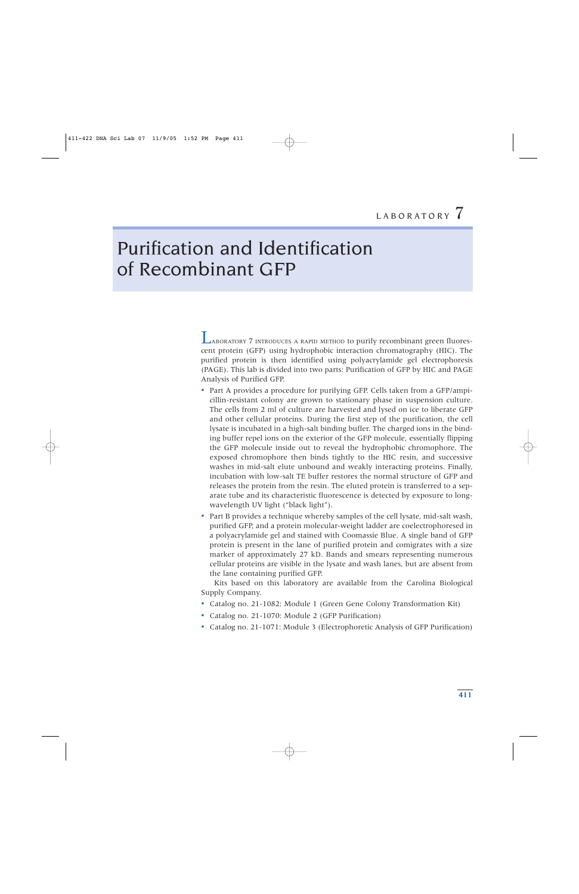LABORATORY 7

# Purification and Identification of Recombinant GFP

LABORATORY 7 INTRODUCES A RAPID METHOD to purify recombinant green fluorescent protein (GFP) using hydrophobic interaction chromatography (HIC). The purified protein is then identified using polyacrylamide gel electrophoresis (PAGE). This lab is divided into two parts: Purification of GFP by HIC and PAGE Analysis of Purified GFP.

- Part A provides a procedure for purifying GFP. Cells taken from a GFP/ampicillin-resistant colony are grown to stationary phase in suspension culture. The cells from 2 ml of culture are harvested and lysed on ice to liberate GFP and other cellular proteins. During the first step of the purification, the cell lysate is incubated in a high-salt binding buffer. The charged ions in the binding buffer repel ions on the exterior of the GFP molecule, essentially flipping the GFP molecule inside out to reveal the hydrophobic chromophore. The exposed chromophore then binds tightly to the HIC resin, and successive washes in mid-salt elute unbound and weakly interacting proteins. Finally, incubation with low-salt TE buffer restores the normal structure of GFP and releases the protein from the resin. The eluted protein is transferred to a separate tube and its characteristic fluorescence is detected by exposure to long-wavelength UV light ("black light").
- Part B provides a technique whereby samples of the cell lysate, mid-salt wash, purified GFP, and a protein molecular-weight ladder are coelectrophoresed in a polyacrylamide gel and stained with Coomassie Blue. A single band of GFP protein is present in the lane of purified protein and comigrates with a size marker of approximately 27 kD. Bands and smears representing numerous cellular proteins are visible in the lysate and wash lanes, but are absent from the lane containing purified GFP.

  Kits based on this laboratory are available from the Carolina Biological Supply Company.

- Catalog no. 21-1082: Module 1 (Green Gene Colony Transformation Kit)
- Catalog no. 21-1070: Module 2 (GFP Purification)
- Catalog no. 21-1071: Module 3 (Electrophoretic Analysis of GFP Purification)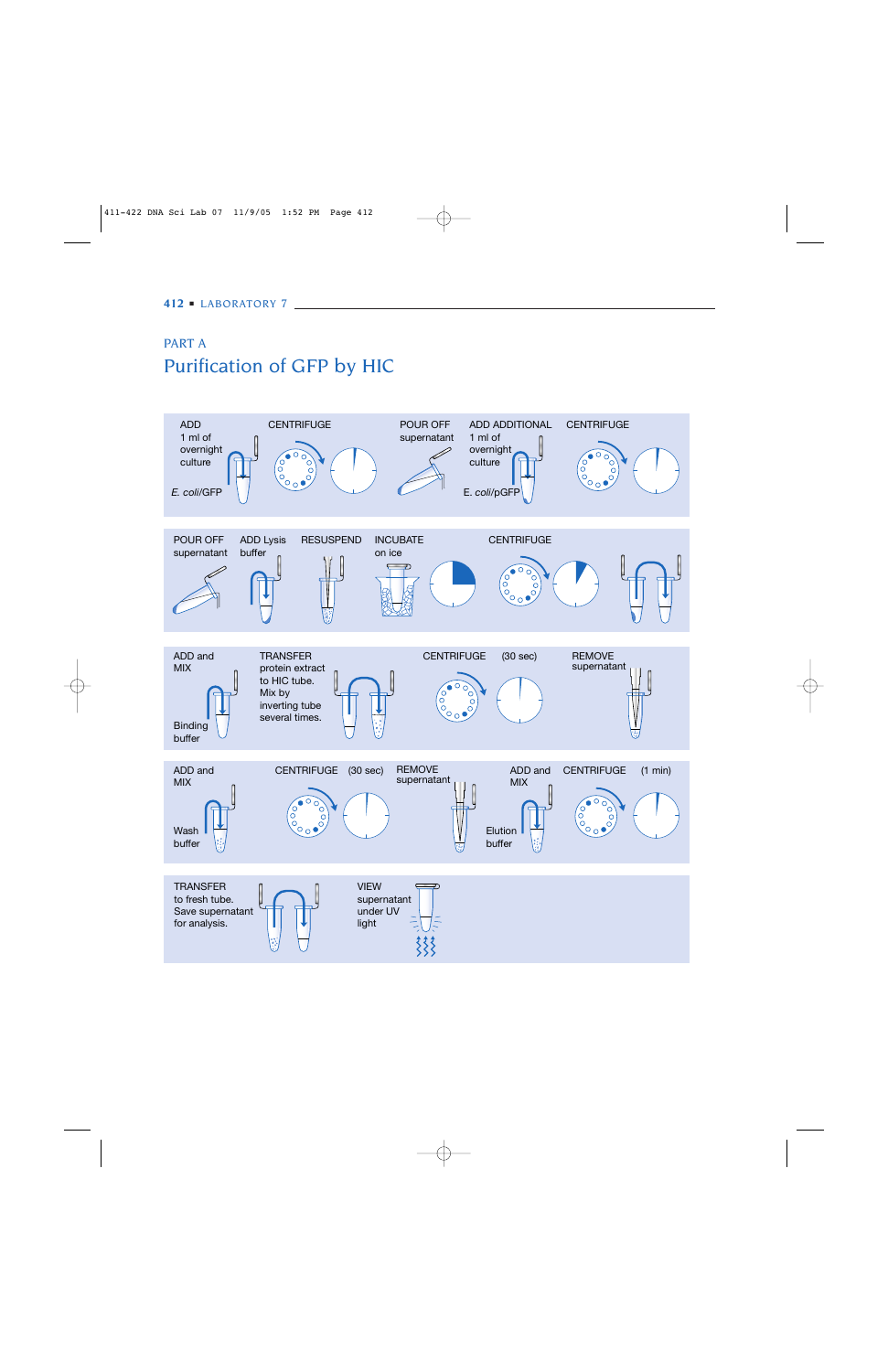## PART A

# Purification of GFP by HIC

ADD 1 ml of overnight culture *E. coli*/GFP

CENTRIFUGE

POUR OFF supernatant

ADD ADDITIONAL 1 ml of overnight culture *E. coli*/pGFP

CENTRIFUGE

POUR OFF supernatant

ADD Lysis buffer

RESUSPEND

INCUBATE on ice

CENTRIFUGE

ADD and MIX Binding buffer

TRANSFER protein extract to HIC tube. Mix by inverting tube several times.

CENTRIFUGE (30 sec)

REMOVE supernatant

ADD and MIX Wash buffer

CENTRIFUGE (30 sec)

REMOVE supernatant

ADD and MIX Elution buffer

CENTRIFUGE (1 min)

TRANSFER to fresh tube. Save supernatant for analysis.

VIEW supernatant under UV light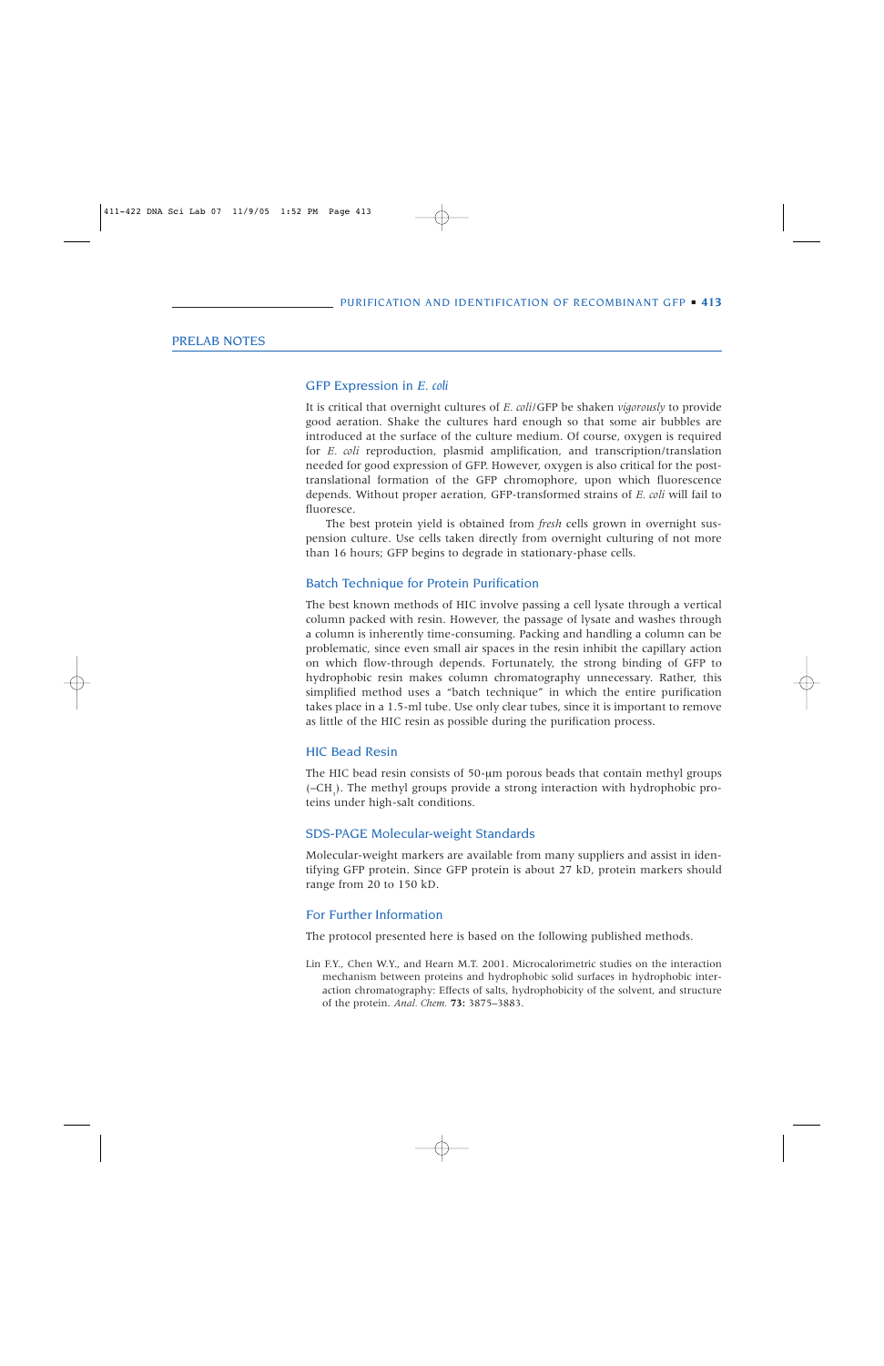## PRELAB NOTES

### GFP Expression in *E. coli*

It is critical that overnight cultures of *E. coli*/GFP be shaken *vigorously* to provide good aeration. Shake the cultures hard enough so that some air bubbles are introduced at the surface of the culture medium. Of course, oxygen is required for *E. coli* reproduction, plasmid amplification, and transcription/translation needed for good expression of GFP. However, oxygen is also critical for the post-translational formation of the GFP chromophore, upon which fluorescence depends. Without proper aeration, GFP-transformed strains of *E. coli* will fail to fluoresce.

The best protein yield is obtained from *fresh* cells grown in overnight suspension culture. Use cells taken directly from overnight culturing of not more than 16 hours; GFP begins to degrade in stationary-phase cells.

### Batch Technique for Protein Purification

The best known methods of HIC involve passing a cell lysate through a vertical column packed with resin. However, the passage of lysate and washes through a column is inherently time-consuming. Packing and handling a column can be problematic, since even small air spaces in the resin inhibit the capillary action on which flow-through depends. Fortunately, the strong binding of GFP to hydrophobic resin makes column chromatography unnecessary. Rather, this simplified method uses a "batch technique" in which the entire purification takes place in a 1.5-ml tube. Use only clear tubes, since it is important to remove as little of the HIC resin as possible during the purification process.

### HIC Bead Resin

The HIC bead resin consists of 50-μm porous beads that contain methyl groups (–$CH_3$). The methyl groups provide a strong interaction with hydrophobic proteins under high-salt conditions.

### SDS-PAGE Molecular-weight Standards

Molecular-weight markers are available from many suppliers and assist in identifying GFP protein. Since GFP protein is about 27 kD, protein markers should range from 20 to 150 kD.

### For Further Information

The protocol presented here is based on the following published methods.

Lin F.Y., Chen W.Y., and Hearn M.T. 2001. Microcalorimetric studies on the interaction mechanism between proteins and hydrophobic solid surfaces in hydrophobic interaction chromatography: Effects of salts, hydrophobicity of the solvent, and structure of the protein. *Anal. Chem.* **73:** 3875–3883.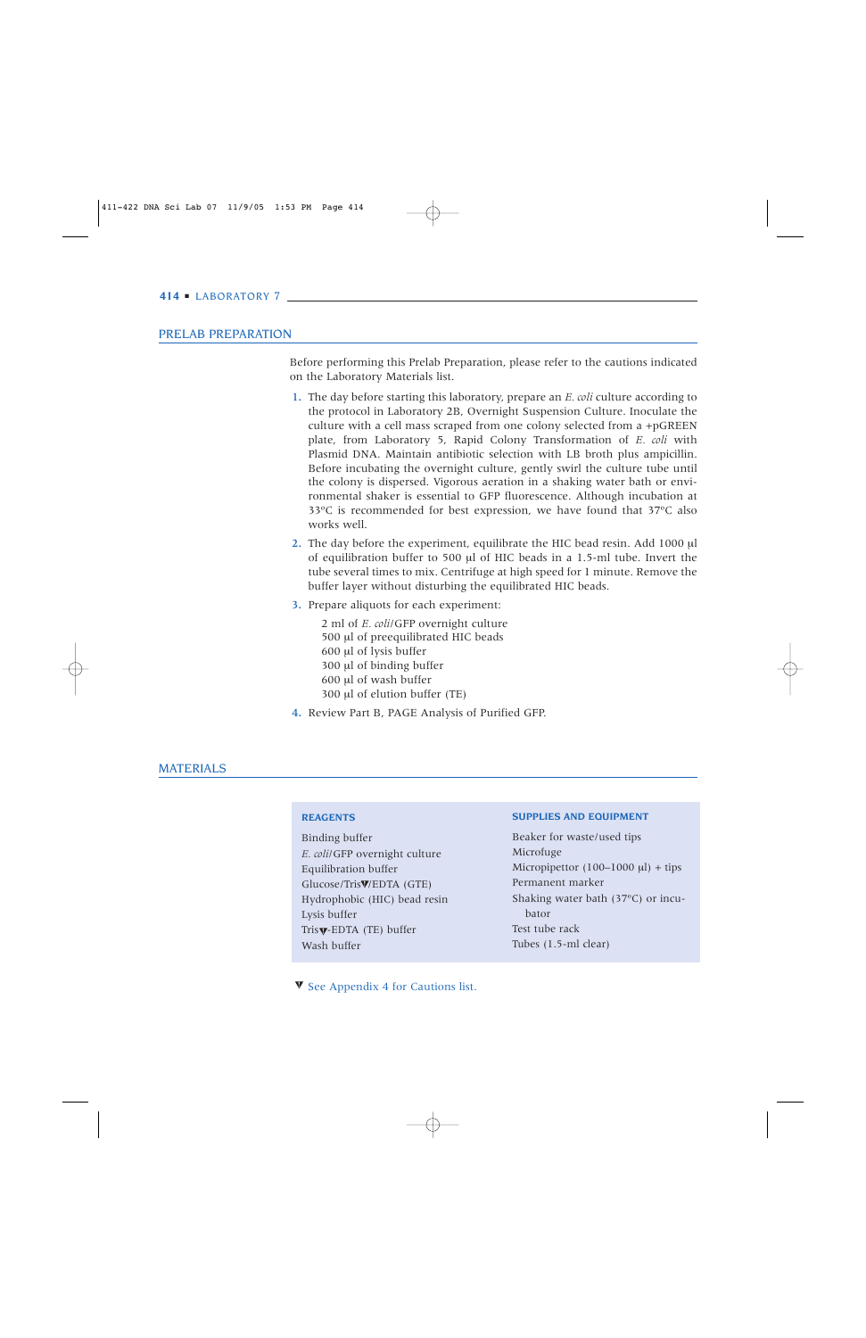## PRELAB PREPARATION

Before performing this Prelab Preparation, please refer to the cautions indicated on the Laboratory Materials list.

1. The day before starting this laboratory, prepare an *E. coli* culture according to the protocol in Laboratory 2B, Overnight Suspension Culture. Inoculate the culture with a cell mass scraped from one colony selected from a +pGREEN plate, from Laboratory 5, Rapid Colony Transformation of *E. coli* with Plasmid DNA. Maintain antibiotic selection with LB broth plus ampicillin. Before incubating the overnight culture, gently swirl the culture tube until the colony is dispersed. Vigorous aeration in a shaking water bath or environmental shaker is essential to GFP fluorescence. Although incubation at 33ºC is recommended for best expression, we have found that 37ºC also works well.
2. The day before the experiment, equilibrate the HIC bead resin. Add 1000 µl of equilibration buffer to 500 µl of HIC beads in a 1.5-ml tube. Invert the tube several times to mix. Centrifuge at high speed for 1 minute. Remove the buffer layer without disturbing the equilibrated HIC beads.
3. Prepare aliquots for each experiment:

   2 ml of *E. coli*/GFP overnight culture
   500 µl of preequilibrated HIC beads
   600 µl of lysis buffer
   300 µl of binding buffer
   600 µl of wash buffer
   300 µl of elution buffer (TE)

4. Review Part B, PAGE Analysis of Purified GFP.

## MATERIALS

| REAGENTS | SUPPLIES AND EQUIPMENT |
|---|---|
| Binding buffer | Beaker for waste/used tips |
| *E. coli*/GFP overnight culture | Microfuge |
| Equilibration buffer | Micropipettor (100–1000 µl) + tips |
| Glucose/Tris▼/EDTA (GTE) | Permanent marker |
| Hydrophobic (HIC) bead resin | Shaking water bath (37ºC) or incubator |
| Lysis buffer | Test tube rack |
| Tris▼-EDTA (TE) buffer | Tubes (1.5-ml clear) |
| Wash buffer | |

▼ See Appendix 4 for Cautions list.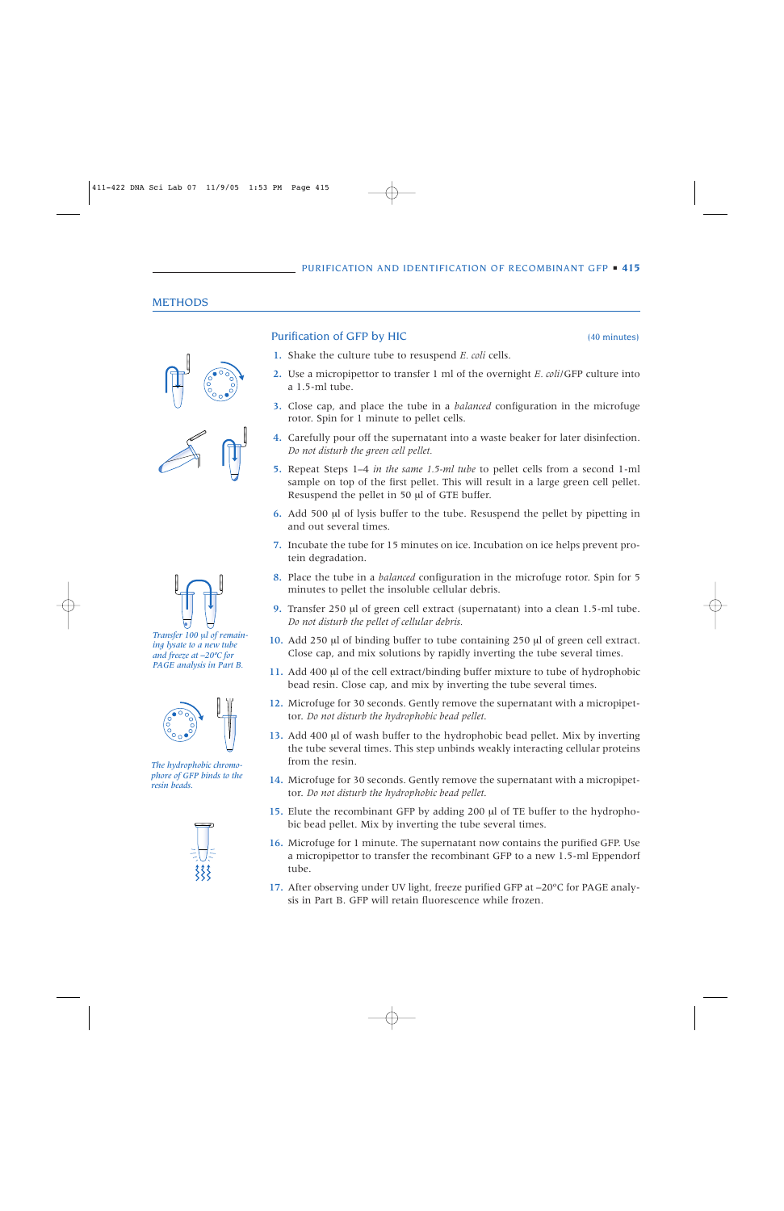## METHODS

### Purification of GFP by HIC

(40 minutes)

1. Shake the culture tube to resuspend *E. coli* cells.
2. Use a micropipettor to transfer 1 ml of the overnight *E. coli*/GFP culture into a 1.5-ml tube.
3. Close cap, and place the tube in a *balanced* configuration in the microfuge rotor. Spin for 1 minute to pellet cells.
4. Carefully pour off the supernatant into a waste beaker for later disinfection. *Do not disturb the green cell pellet.*
5. Repeat Steps 1–4 *in the same 1.5-ml tube* to pellet cells from a second 1-ml sample on top of the first pellet. This will result in a large green cell pellet. Resuspend the pellet in 50 µl of GTE buffer.
6. Add 500 µl of lysis buffer to the tube. Resuspend the pellet by pipetting in and out several times.
7. Incubate the tube for 15 minutes on ice. Incubation on ice helps prevent protein degradation.
8. Place the tube in a *balanced* configuration in the microfuge rotor. Spin for 5 minutes to pellet the insoluble cellular debris.
9. Transfer 250 µl of green cell extract (supernatant) into a clean 1.5-ml tube. *Do not disturb the pellet of cellular debris.*

*Transfer 100 µl of remaining lysate to a new tube and freeze at –20ºC for PAGE analysis in Part B.*

10. Add 250 µl of binding buffer to tube containing 250 µl of green cell extract. Close cap, and mix solutions by rapidly inverting the tube several times.
11. Add 400 µl of the cell extract/binding buffer mixture to tube of hydrophobic bead resin. Close cap, and mix by inverting the tube several times.

*The hydrophobic chromophore of GFP binds to the resin beads.*

12. Microfuge for 30 seconds. Gently remove the supernatant with a micropipettor. *Do not disturb the hydrophobic bead pellet.*
13. Add 400 µl of wash buffer to the hydrophobic bead pellet. Mix by inverting the tube several times. This step unbinds weakly interacting cellular proteins from the resin.
14. Microfuge for 30 seconds. Gently remove the supernatant with a micropipettor. *Do not disturb the hydrophobic bead pellet.*
15. Elute the recombinant GFP by adding 200 µl of TE buffer to the hydrophobic bead pellet. Mix by inverting the tube several times.
16. Microfuge for 1 minute. The supernatant now contains the purified GFP. Use a micropipettor to transfer the recombinant GFP to a new 1.5-ml Eppendorf tube.
17. After observing under UV light, freeze purified GFP at –20ºC for PAGE analysis in Part B. GFP will retain fluorescence while frozen.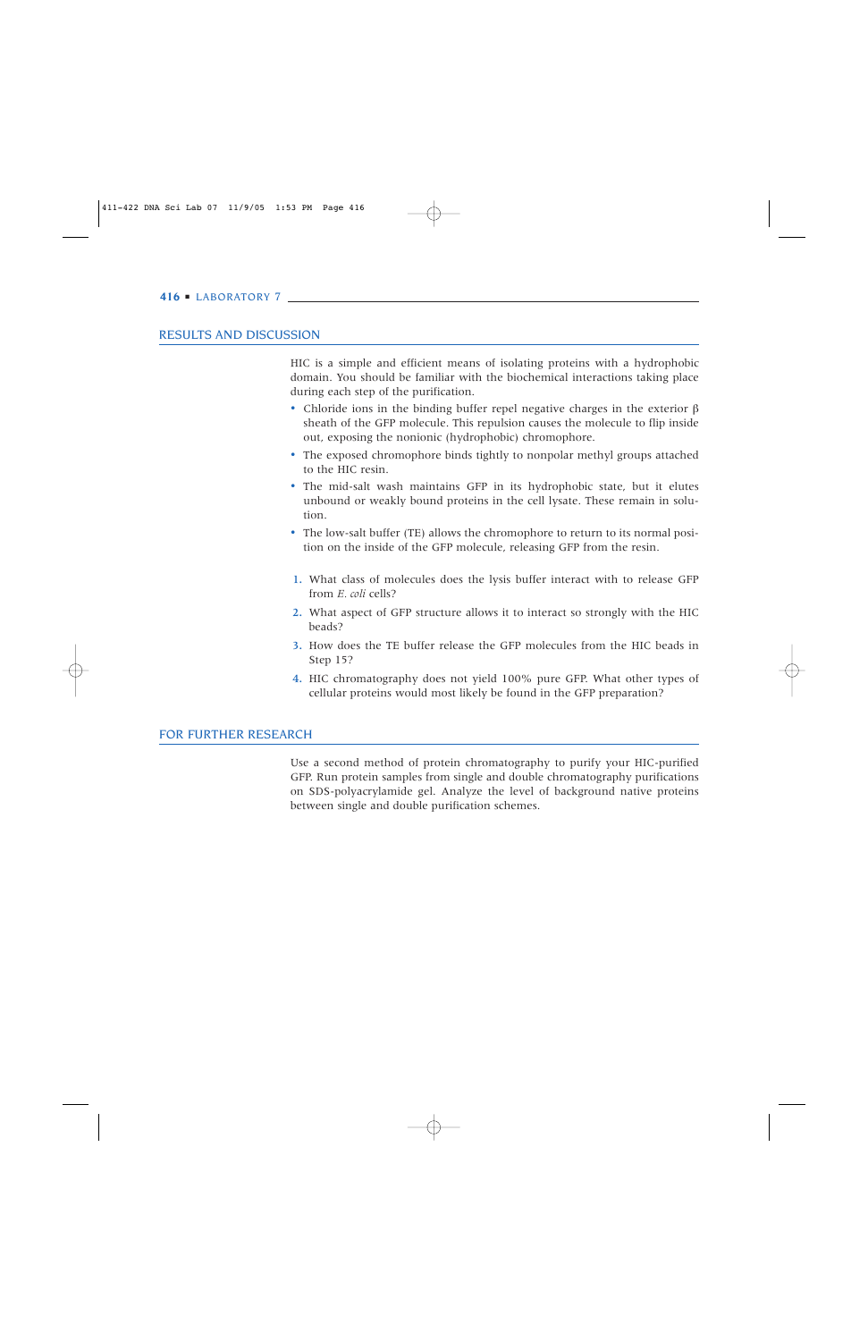## RESULTS AND DISCUSSION

HIC is a simple and efficient means of isolating proteins with a hydrophobic domain. You should be familiar with the biochemical interactions taking place during each step of the purification.

- Chloride ions in the binding buffer repel negative charges in the exterior $\beta$ sheath of the GFP molecule. This repulsion causes the molecule to flip inside out, exposing the nonionic (hydrophobic) chromophore.
- The exposed chromophore binds tightly to nonpolar methyl groups attached to the HIC resin.
- The mid-salt wash maintains GFP in its hydrophobic state, but it elutes unbound or weakly bound proteins in the cell lysate. These remain in solution.
- The low-salt buffer (TE) allows the chromophore to return to its normal position on the inside of the GFP molecule, releasing GFP from the resin.

1. What class of molecules does the lysis buffer interact with to release GFP from *E. coli* cells?
2. What aspect of GFP structure allows it to interact so strongly with the HIC beads?
3. How does the TE buffer release the GFP molecules from the HIC beads in Step 15?
4. HIC chromatography does not yield 100% pure GFP. What other types of cellular proteins would most likely be found in the GFP preparation?

## FOR FURTHER RESEARCH

Use a second method of protein chromatography to purify your HIC-purified GFP. Run protein samples from single and double chromatography purifications on SDS-polyacrylamide gel. Analyze the level of background native proteins between single and double purification schemes.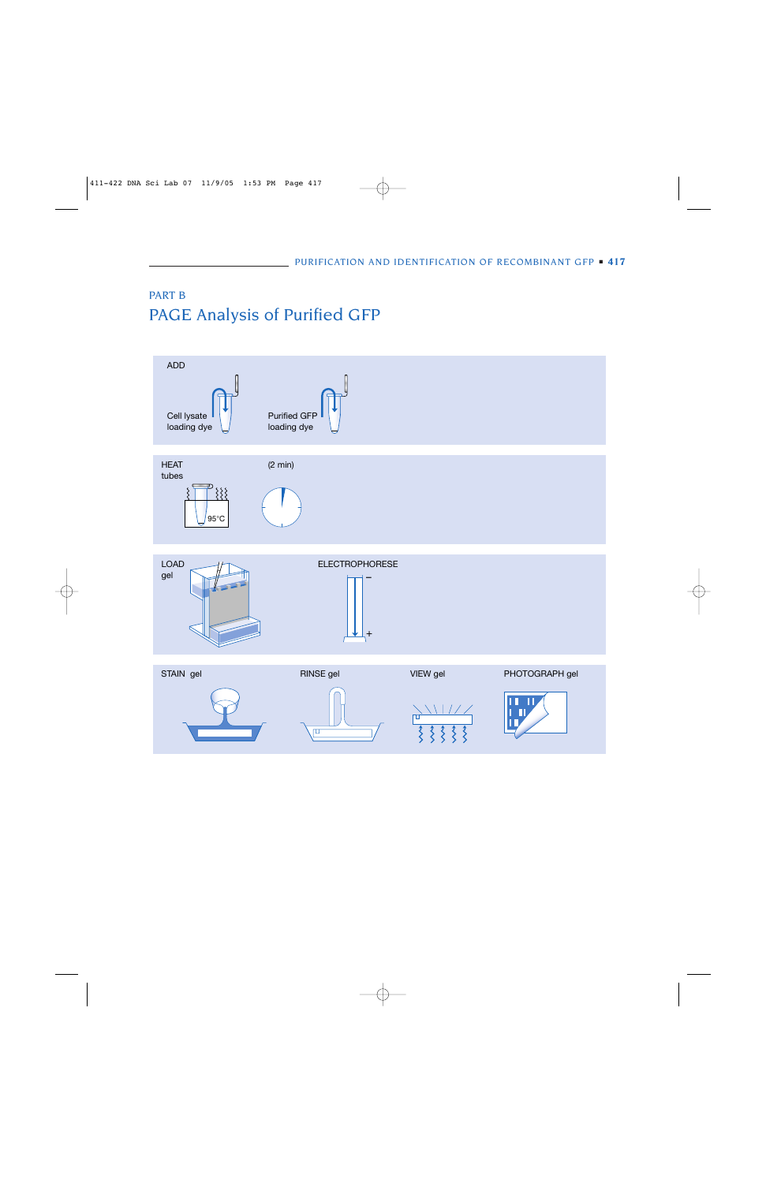PART B

## PAGE Analysis of Purified GFP

ADD

Cell lysate loading dye

Purified GFP loading dye

HEAT tubes

95°C

(2 min)

LOAD gel

ELECTROPHORESE

–

+

STAIN gel

RINSE gel

VIEW gel

PHOTOGRAPH gel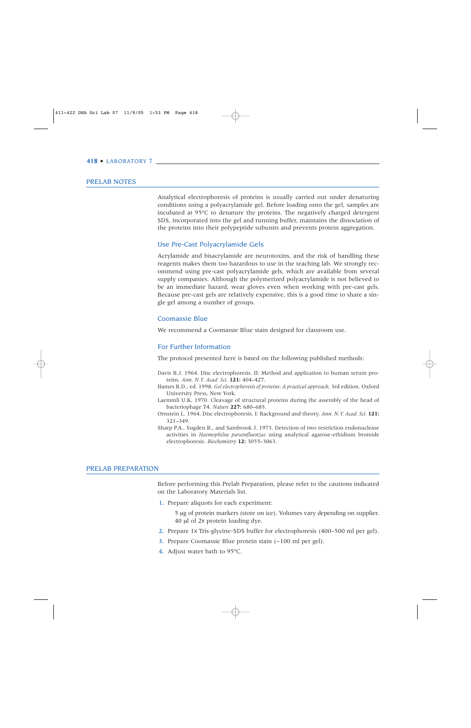## PRELAB NOTES

Analytical electrophoresis of proteins is usually carried out under denaturing conditions using a polyacrylamide gel. Before loading onto the gel, samples are incubated at 95ºC to denature the proteins. The negatively charged detergent SDS, incorporated into the gel and running buffer, maintains the dissociation of the proteins into their polypeptide subunits and prevents protein aggregation.

### Use Pre-Cast Polyacrylamide Gels

Acrylamide and bisacrylamide are neurotoxins, and the risk of handling these reagents makes them too hazardous to use in the teaching lab. We strongly recommend using pre-cast polyacrylamide gels, which are available from several supply companies. Although the polymerized polyacrylamide is not believed to be an immediate hazard, wear gloves even when working with pre-cast gels. Because pre-cast gels are relatively expensive, this is a good time to share a single gel among a number of groups.

### Coomassie Blue

We recommend a Coomassie Blue stain designed for classroom use.

### For Further Information

The protocol presented here is based on the following published methods:

Davis B.J. 1964. Disc electrophoresis. II: Method and application to human serum proteins. *Ann. N.Y. Acad. Sci.* **121:** 404–427.

Hames B.D., ed. 1998. *Gel electrophoresis of proteins: A practical approach,* 3rd edition. Oxford University Press, New York.

Laemmli U.K. 1970. Cleavage of structural proteins during the assembly of the head of bacteriophage T4. *Nature* **227:** 680–685.

Ornstein L. 1964. Disc electrophoresis. I: Background and theory. *Ann. N.Y. Acad. Sci.* **121:** 321–349.

Sharp P.A., Sugden B., and Sambrook J. 1973. Detection of two restriction endonuclease activities in *Haemophilus parainfluenzae* using analytical agarose-ethidium bromide electrophoresis. *Biochemistry* **12:** 3055–3063.

## PRELAB PREPARATION

Before performing this Prelab Preparation, please refer to the cautions indicated on the Laboratory Materials list.

1. Prepare aliquots for each experiment:

   5 μg of protein markers (store on ice). Volumes vary depending on supplier.
   40 μl of 2x protein loading dye.

2. Prepare 1x Tris-glycine-SDS buffer for electrophoresis (400–500 ml per gel).
3. Prepare Coomassie Blue protein stain (~100 ml per gel).
4. Adjust water bath to 95ºC.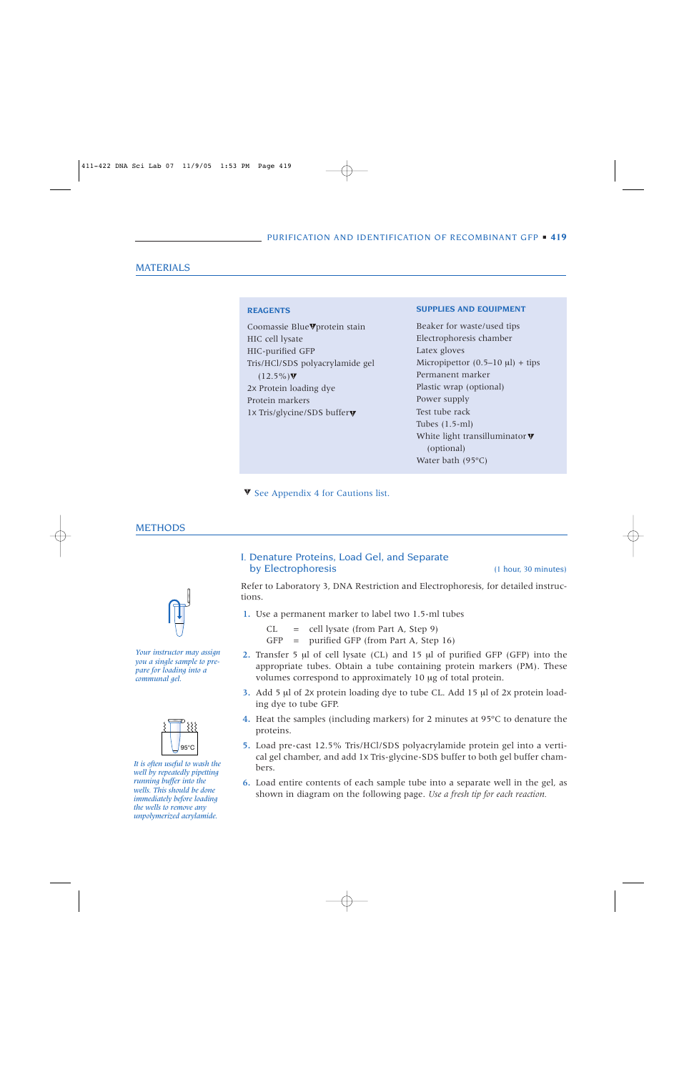## MATERIALS

**REAGENTS**

- Coomassie Blue▼protein stain
- HIC cell lysate
- HIC-purified GFP
- Tris/HCl/SDS polyacrylamide gel (12.5%)▼
- 2x Protein loading dye
- Protein markers
- 1x Tris/glycine/SDS buffer▼

**SUPPLIES AND EQUIPMENT**

- Beaker for waste/used tips
- Electrophoresis chamber
- Latex gloves
- Micropipettor (0.5–10 µl) + tips
- Permanent marker
- Plastic wrap (optional)
- Power supply
- Test tube rack
- Tubes (1.5-ml)
- White light transilluminator▼ (optional)
- Water bath (95°C)

▼ See Appendix 4 for Cautions list.

## METHODS

### I. Denature Proteins, Load Gel, and Separate by Electrophoresis

(1 hour, 30 minutes)

Refer to Laboratory 3, DNA Restriction and Electrophoresis, for detailed instructions.

*Your instructor may assign you a single sample to prepare for loading into a communal gel.*

1. Use a permanent marker to label two 1.5-ml tubes

   CL = cell lysate (from Part A, Step 9)
   GFP = purified GFP (from Part A, Step 16)

2. Transfer 5 µl of cell lysate (CL) and 15 µl of purified GFP (GFP) into the appropriate tubes. Obtain a tube containing protein markers (PM). These volumes correspond to approximately 10 µg of total protein.

3. Add 5 µl of 2x protein loading dye to tube CL. Add 15 µl of 2x protein loading dye to tube GFP.

4. Heat the samples (including markers) for 2 minutes at 95°C to denature the proteins.

5. Load pre-cast 12.5% Tris/HCl/SDS polyacrylamide protein gel into a vertical gel chamber, and add 1x Tris-glycine-SDS buffer to both gel buffer chambers.

6. Load entire contents of each sample tube into a separate well in the gel, as shown in diagram on the following page. *Use a fresh tip for each reaction.*

*It is often useful to wash the well by repeatedly pipetting running buffer into the wells. This should be done immediately before loading the wells to remove any unpolymerized acrylamide.*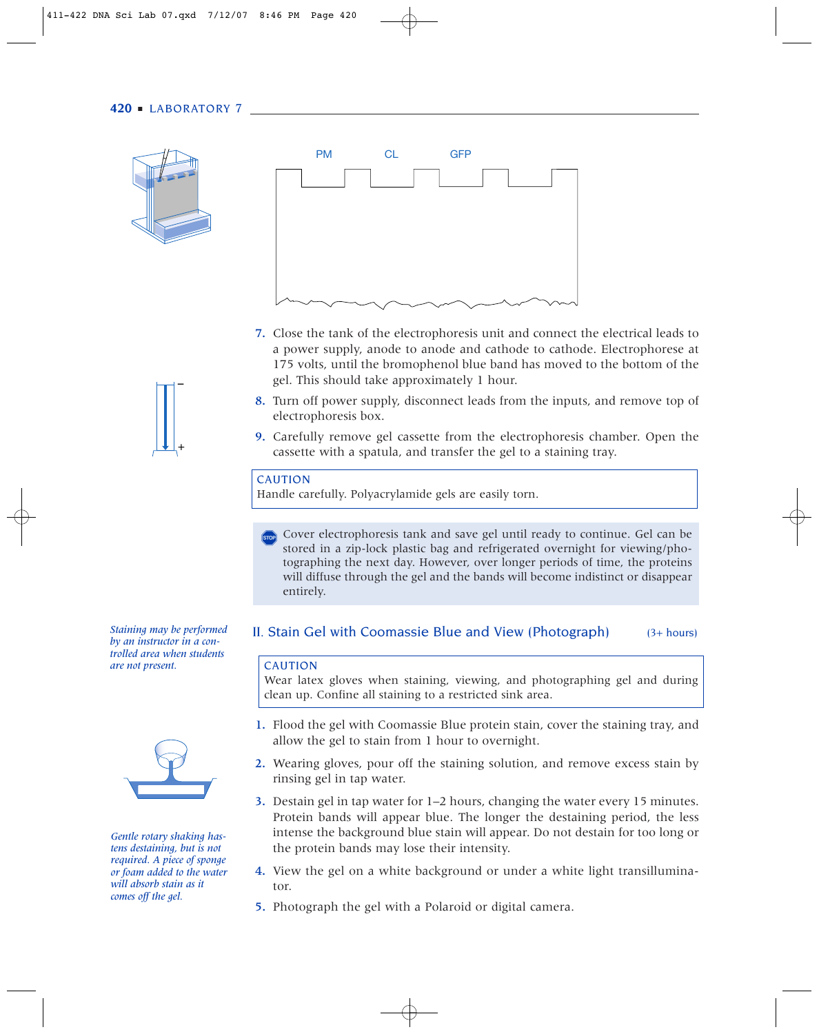PM CL GFP

7. Close the tank of the electrophoresis unit and connect the electrical leads to a power supply, anode to anode and cathode to cathode. Electrophorese at 175 volts, until the bromophenol blue band has moved to the bottom of the gel. This should take approximately 1 hour.
8. Turn off power supply, disconnect leads from the inputs, and remove top of electrophoresis box.
9. Carefully remove gel cassette from the electrophoresis chamber. Open the cassette with a spatula, and transfer the gel to a staining tray.

> CAUTION
> Handle carefully. Polyacrylamide gels are easily torn.

> STOP Cover electrophoresis tank and save gel until ready to continue. Gel can be stored in a zip-lock plastic bag and refrigerated overnight for viewing/photographing the next day. However, over longer periods of time, the proteins will diffuse through the gel and the bands will become indistinct or disappear entirely.

## II. Stain Gel with Coomassie Blue and View (Photograph) (3+ hours)

*Staining may be performed by an instructor in a controlled area when students are not present.*

> CAUTION
> Wear latex gloves when staining, viewing, and photographing gel and during clean up. Confine all staining to a restricted sink area.

1. Flood the gel with Coomassie Blue protein stain, cover the staining tray, and allow the gel to stain from 1 hour to overnight.
2. Wearing gloves, pour off the staining solution, and remove excess stain by rinsing gel in tap water.
3. Destain gel in tap water for 1–2 hours, changing the water every 15 minutes. Protein bands will appear blue. The longer the destaining period, the less intense the background blue stain will appear. Do not destain for too long or the protein bands may lose their intensity.
4. View the gel on a white background or under a white light transilluminator.
5. Photograph the gel with a Polaroid or digital camera.

*Gentle rotary shaking hastens destaining, but is not required. A piece of sponge or foam added to the water will absorb stain as it comes off the gel.*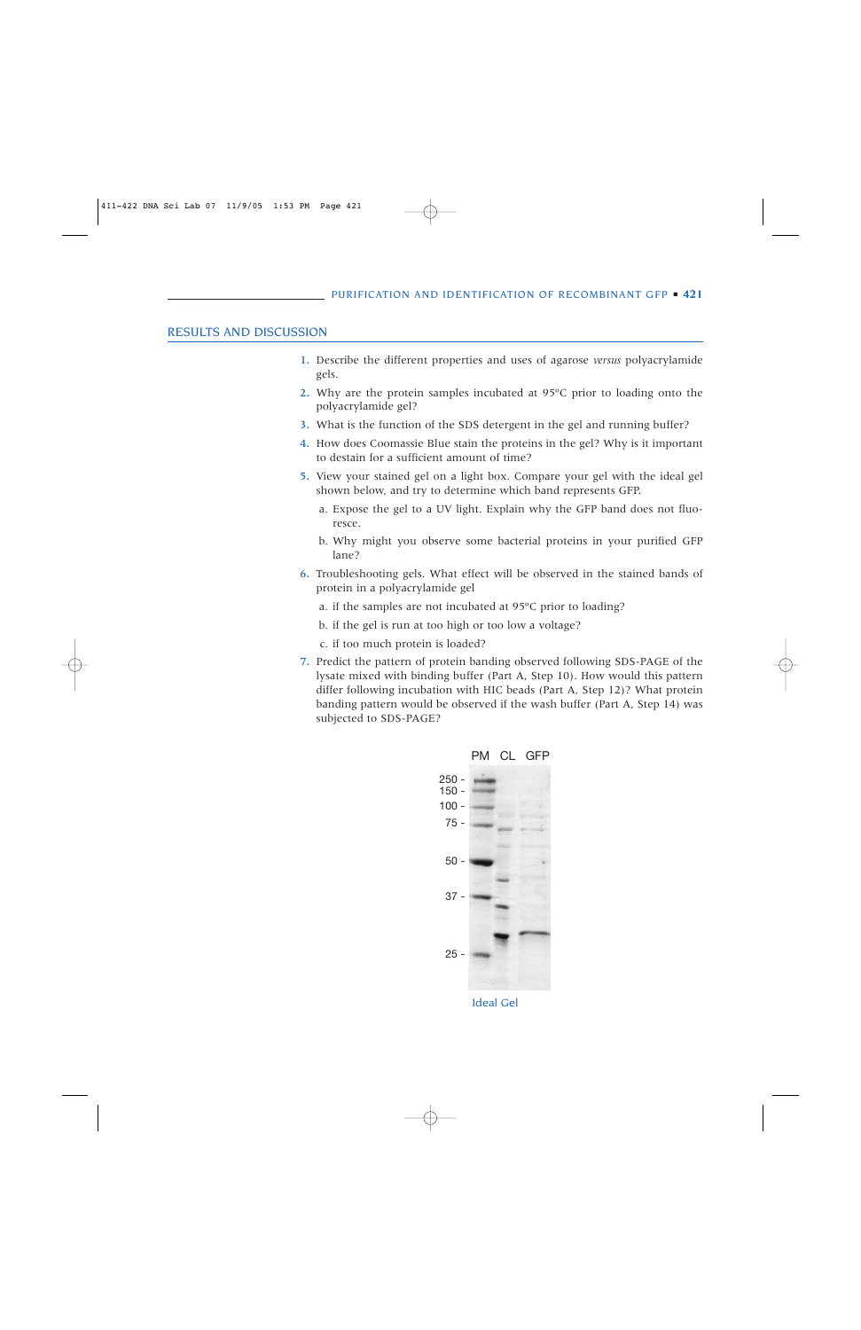## RESULTS AND DISCUSSION

1. Describe the different properties and uses of agarose *versus* polyacrylamide gels.
2. Why are the protein samples incubated at 95°C prior to loading onto the polyacrylamide gel?
3. What is the function of the SDS detergent in the gel and running buffer?
4. How does Coomassie Blue stain the proteins in the gel? Why is it important to destain for a sufficient amount of time?
5. View your stained gel on a light box. Compare your gel with the ideal gel shown below, and try to determine which band represents GFP.
   a. Expose the gel to a UV light. Explain why the GFP band does not fluoresce.
   b. Why might you observe some bacterial proteins in your purified GFP lane?
6. Troubleshooting gels. What effect will be observed in the stained bands of protein in a polyacrylamide gel
   a. if the samples are not incubated at 95°C prior to loading?
   b. if the gel is run at too high or too low a voltage?
   c. if too much protein is loaded?
7. Predict the pattern of protein banding observed following SDS-PAGE of the lysate mixed with binding buffer (Part A, Step 10). How would this pattern differ following incubation with HIC beads (Part A, Step 12)? What protein banding pattern would be observed if the wash buffer (Part A, Step 14) was subjected to SDS-PAGE?

Ideal Gel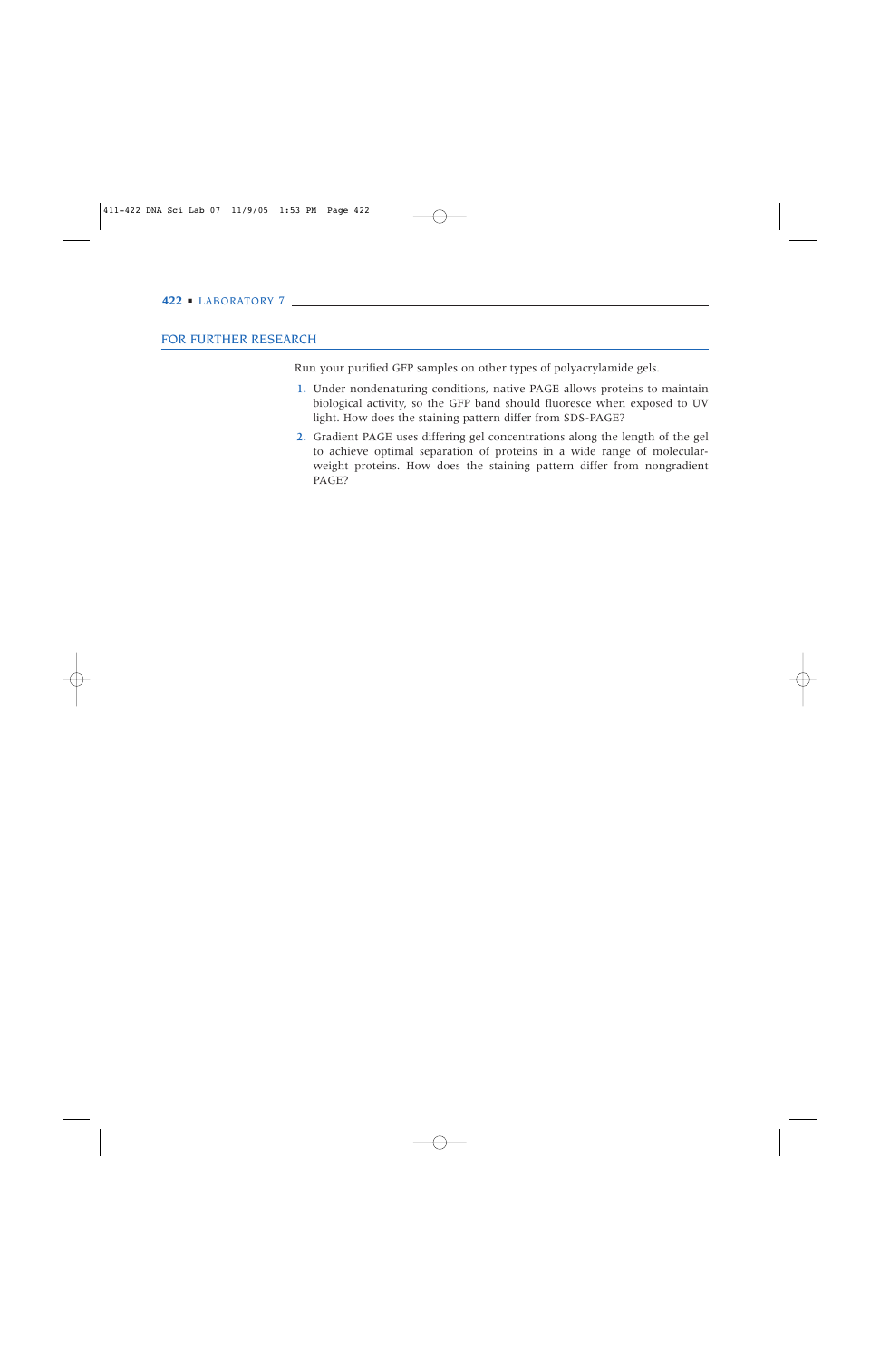## FOR FURTHER RESEARCH

Run your purified GFP samples on other types of polyacrylamide gels.

1. Under nondenaturing conditions, native PAGE allows proteins to maintain biological activity, so the GFP band should fluoresce when exposed to UV light. How does the staining pattern differ from SDS-PAGE?
2. Gradient PAGE uses differing gel concentrations along the length of the gel to achieve optimal separation of proteins in a wide range of molecular-weight proteins. How does the staining pattern differ from nongradient PAGE?